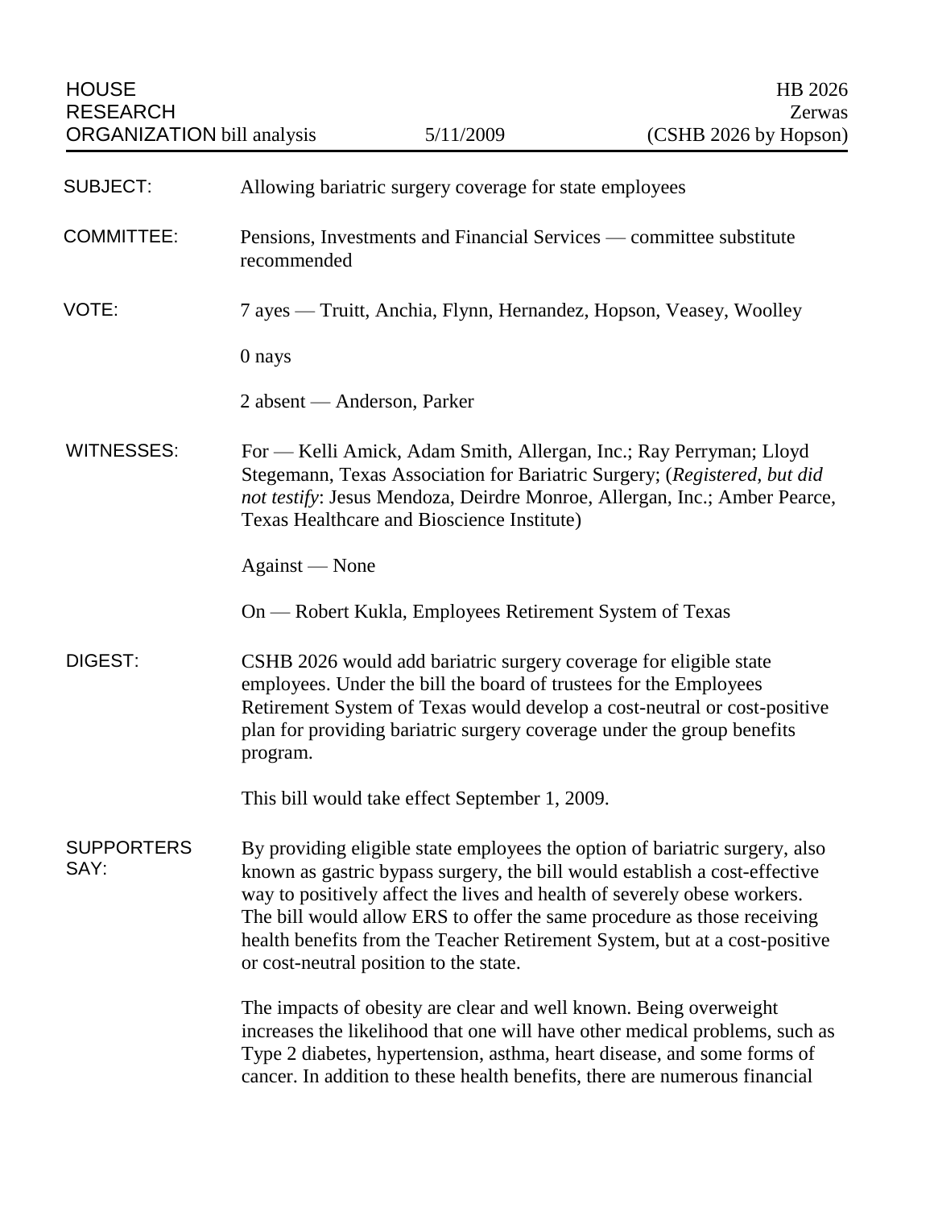HOUSE RESEARCH ORGANIZATION bill analysis | 5/11/2009 | HB 2026 Zerwas (CSHB 2026 by Hopson)

**SUBJECT:** Allowing bariatric surgery coverage for state employees

**COMMITTEE:** Pensions, Investments and Financial Services — committee substitute recommended

**VOTE:** 7 ayes — Truitt, Anchia, Flynn, Hernandez, Hopson, Veasey, Woolley

0 nays

2 absent — Anderson, Parker

**WITNESSES:** For — Kelli Amick, Adam Smith, Allergan, Inc.; Ray Perryman; Lloyd Stegemann, Texas Association for Bariatric Surgery; (*Registered, but did not testify*: Jesus Mendoza, Deirdre Monroe, Allergan, Inc.; Amber Pearce, Texas Healthcare and Bioscience Institute)

Against — None

On — Robert Kukla, Employees Retirement System of Texas

**DIGEST:** CSHB 2026 would add bariatric surgery coverage for eligible state employees. Under the bill the board of trustees for the Employees Retirement System of Texas would develop a cost-neutral or cost-positive plan for providing bariatric surgery coverage under the group benefits program.

This bill would take effect September 1, 2009.

**SUPPORTERS SAY:** By providing eligible state employees the option of bariatric surgery, also known as gastric bypass surgery, the bill would establish a cost-effective way to positively affect the lives and health of severely obese workers. The bill would allow ERS to offer the same procedure as those receiving health benefits from the Teacher Retirement System, but at a cost-positive or cost-neutral position to the state.

The impacts of obesity are clear and well known. Being overweight increases the likelihood that one will have other medical problems, such as Type 2 diabetes, hypertension, asthma, heart disease, and some forms of cancer. In addition to these health benefits, there are numerous financial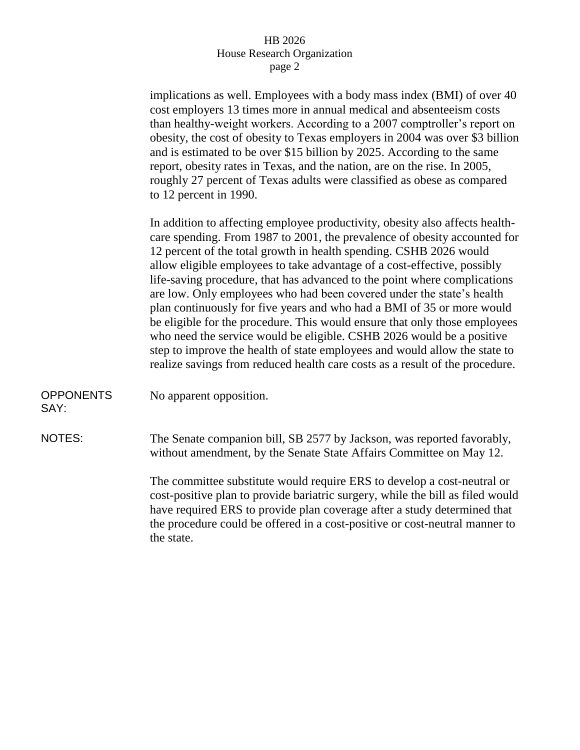implications as well. Employees with a body mass index (BMI) of over 40 cost employers 13 times more in annual medical and absenteeism costs than healthy-weight workers. According to a 2007 comptroller's report on obesity, the cost of obesity to Texas employers in 2004 was over $3 billion and is estimated to be over $15 billion by 2025. According to the same report, obesity rates in Texas, and the nation, are on the rise. In 2005, roughly 27 percent of Texas adults were classified as obese as compared to 12 percent in 1990.

In addition to affecting employee productivity, obesity also affects health-care spending. From 1987 to 2001, the prevalence of obesity accounted for 12 percent of the total growth in health spending. CSHB 2026 would allow eligible employees to take advantage of a cost-effective, possibly life-saving procedure, that has advanced to the point where complications are low. Only employees who had been covered under the state's health plan continuously for five years and who had a BMI of 35 or more would be eligible for the procedure. This would ensure that only those employees who need the service would be eligible. CSHB 2026 would be a positive step to improve the health of state employees and would allow the state to realize savings from reduced health care costs as a result of the procedure.

**OPPONENTS SAY:**

No apparent opposition.

**NOTES:**

The Senate companion bill, SB 2577 by Jackson, was reported favorably, without amendment, by the Senate State Affairs Committee on May 12.

The committee substitute would require ERS to develop a cost-neutral or cost-positive plan to provide bariatric surgery, while the bill as filed would have required ERS to provide plan coverage after a study determined that the procedure could be offered in a cost-positive or cost-neutral manner to the state.